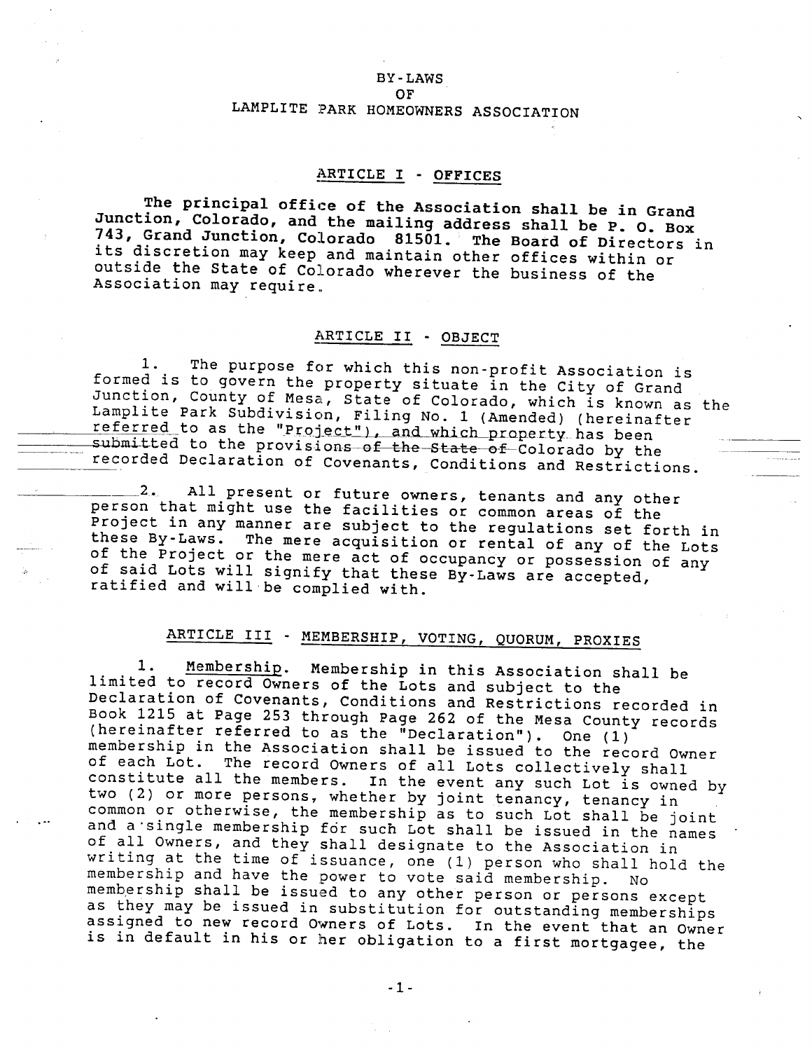BY-LAWS
OF
LAMPLITE PARK HOMEOWNERS ASSOCIATION

## ARTICLE I - OFFICES

The principal office of the Association shall be in Grand Junction, Colorado, and the mailing address shall be P. O. Box 743, Grand Junction, Colorado 81501. The Board of Directors in its discretion may keep and maintain other offices within or outside the State of Colorado wherever the business of the Association may require.

## ARTICLE II - OBJECT

1. The purpose for which this non-profit Association is formed is to govern the property situate in the City of Grand Junction, County of Mesa, State of Colorado, which is known as the Lamplite Park Subdivision, Filing No. 1 (Amended) (hereinafter referred to as the "Project"), and which property has been submitted to the provisions of the State of Colorado by the recorded Declaration of Covenants, Conditions and Restrictions.

2. All present or future owners, tenants and any other person that might use the facilities or common areas of the Project in any manner are subject to the regulations set forth in these By-Laws. The mere acquisition or rental of any of the Lots of the Project or the mere act of occupancy or possession of any of said Lots will signify that these By-Laws are accepted, ratified and will be complied with.

## ARTICLE III - MEMBERSHIP, VOTING, QUORUM, PROXIES

1. Membership. Membership in this Association shall be limited to record Owners of the Lots and subject to the Declaration of Covenants, Conditions and Restrictions recorded in Book 1215 at Page 253 through Page 262 of the Mesa County records (hereinafter referred to as the "Declaration"). One (1) membership in the Association shall be issued to the record Owner of each Lot. The record Owners of all Lots collectively shall constitute all the members. In the event any such Lot is owned by two (2) or more persons, whether by joint tenancy, tenancy in common or otherwise, the membership as to such Lot shall be joint and a single membership for such Lot shall be issued in the names of all Owners, and they shall designate to the Association in writing at the time of issuance, one (1) person who shall hold the membership and have the power to vote said membership. No membership shall be issued to any other person or persons except as they may be issued in substitution for outstanding memberships assigned to new record Owners of Lots. In the event that an Owner is in default in his or her obligation to a first mortgagee, the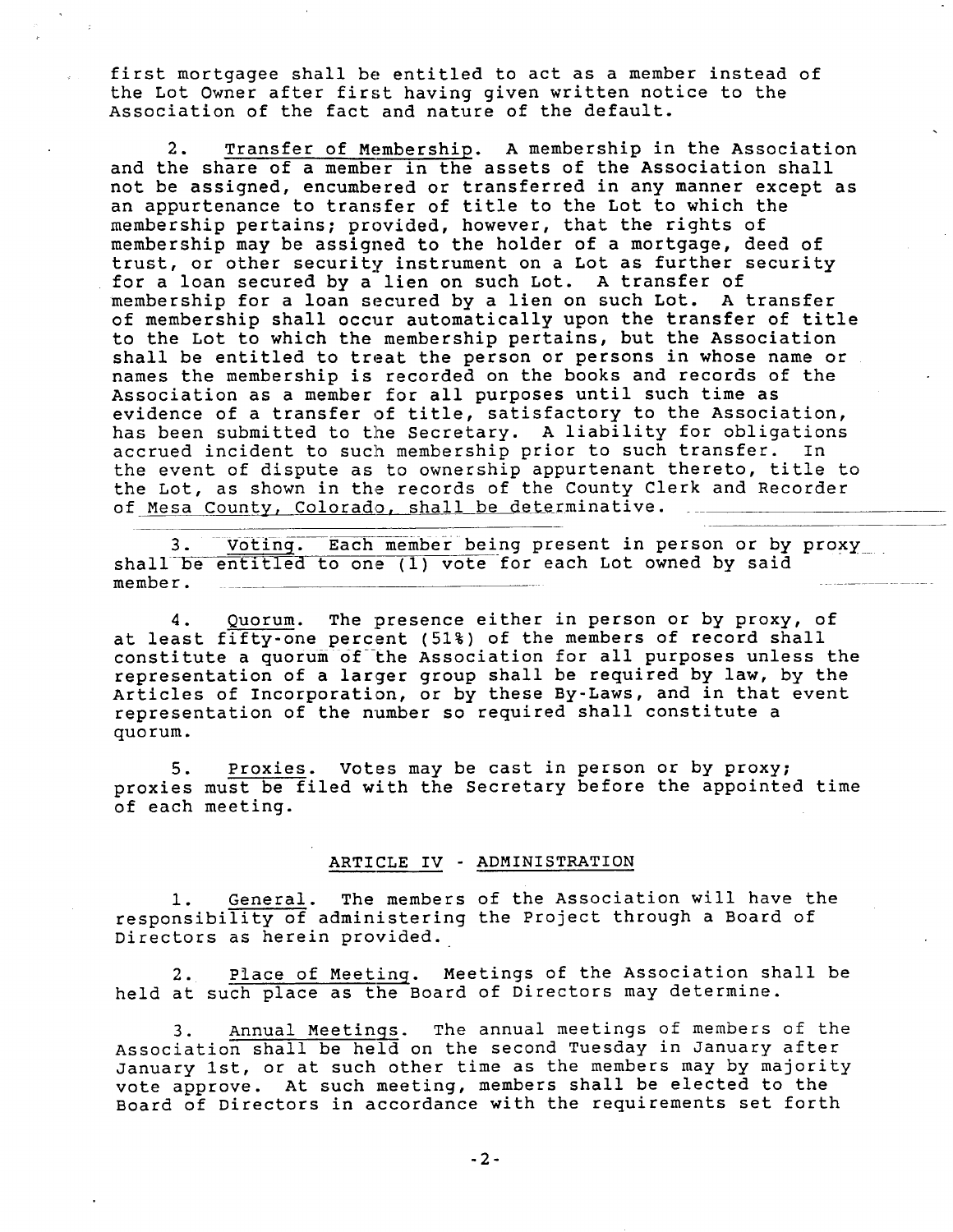first mortgagee shall be entitled to act as a member instead of the Lot Owner after first having given written notice to the Association of the fact and nature of the default.

2. Transfer of Membership. A membership in the Association and the share of a member in the assets of the Association shall not be assigned, encumbered or transferred in any manner except as an appurtenance to transfer of title to the Lot to which the membership pertains; provided, however, that the rights of membership may be assigned to the holder of a mortgage, deed of trust, or other security instrument on a Lot as further security for a loan secured by a lien on such Lot. A transfer of membership for a loan secured by a lien on such Lot. A transfer of membership shall occur automatically upon the transfer of title to the Lot to which the membership pertains, but the Association shall be entitled to treat the person or persons in whose name or names the membership is recorded on the books and records of the Association as a member for all purposes until such time as evidence of a transfer of title, satisfactory to the Association, has been submitted to the Secretary. A liability for obligations accrued incident to such membership prior to such transfer. In the event of dispute as to ownership appurtenant thereto, title to the Lot, as shown in the records of the County Clerk and Recorder of Mesa County, Colorado, shall be determinative.

3. Voting. Each member being present in person or by proxy shall be entitled to one (1) vote for each Lot owned by said member.

4. Quorum. The presence either in person or by proxy, of at least fifty-one percent (51%) of the members of record shall constitute a quorum of the Association for all purposes unless the representation of a larger group shall be required by law, by the Articles of Incorporation, or by these By-Laws, and in that event representation of the number so required shall constitute a quorum.

5. Proxies. Votes may be cast in person or by proxy; proxies must be filed with the Secretary before the appointed time of each meeting.

## ARTICLE IV - ADMINISTRATION

1. General. The members of the Association will have the responsibility of administering the Project through a Board of Directors as herein provided.

2. Place of Meeting. Meetings of the Association shall be held at such place as the Board of Directors may determine.

3. Annual Meetings. The annual meetings of members of the Association shall be held on the second Tuesday in January after January 1st, or at such other time as the members may by majority vote approve. At such meeting, members shall be elected to the Board of Directors in accordance with the requirements set forth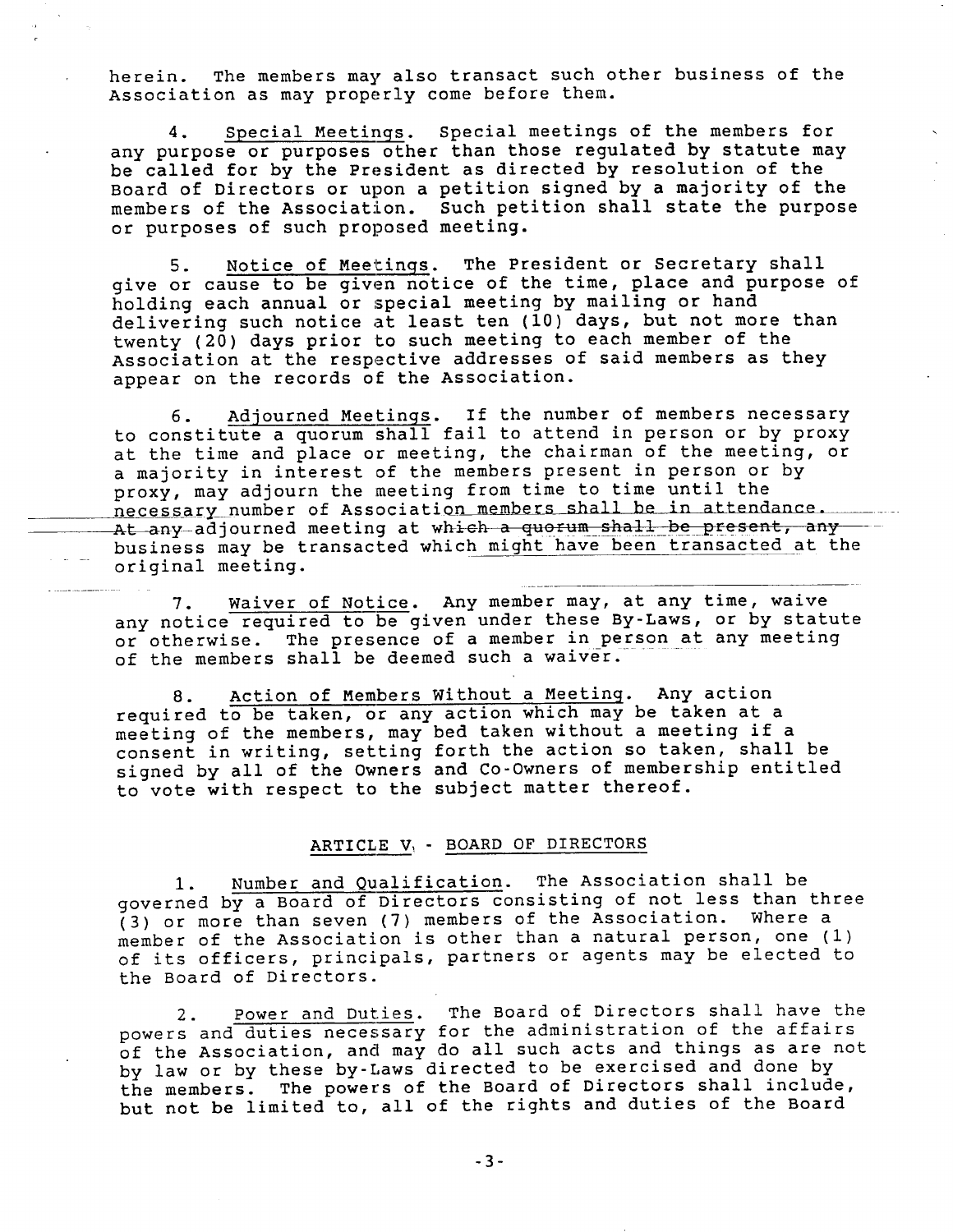herein. The members may also transact such other business of the Association as may properly come before them.

4. Special Meetings. Special meetings of the members for any purpose or purposes other than those regulated by statute may be called for by the President as directed by resolution of the Board of Directors or upon a petition signed by a majority of the members of the Association. Such petition shall state the purpose or purposes of such proposed meeting.

5. Notice of Meetings. The President or Secretary shall give or cause to be given notice of the time, place and purpose of holding each annual or special meeting by mailing or hand delivering such notice at least ten (10) days, but not more than twenty (20) days prior to such meeting to each member of the Association at the respective addresses of said members as they appear on the records of the Association.

6. Adjourned Meetings. If the number of members necessary to constitute a quorum shall fail to attend in person or by proxy at the time and place or meeting, the chairman of the meeting, or a majority in interest of the members present in person or by proxy, may adjourn the meeting from time to time until the necessary number of Association members shall be in attendance. At any adjourned meeting at which a quorum shall be present, any business may be transacted which might have been transacted at the original meeting.

7. Waiver of Notice. Any member may, at any time, waive any notice required to be given under these By-Laws, or by statute or otherwise. The presence of a member in person at any meeting of the members shall be deemed such a waiver.

8. Action of Members Without a Meeting. Any action required to be taken, or any action which may be taken at a meeting of the members, may bed taken without a meeting if a consent in writing, setting forth the action so taken, shall be signed by all of the Owners and Co-Owners of membership entitled to vote with respect to the subject matter thereof.

## ARTICLE V - BOARD OF DIRECTORS

1. Number and Qualification. The Association shall be governed by a Board of Directors consisting of not less than three (3) or more than seven (7) members of the Association. Where a member of the Association is other than a natural person, one (1) of its officers, principals, partners or agents may be elected to the Board of Directors.

2. Power and Duties. The Board of Directors shall have the powers and duties necessary for the administration of the affairs of the Association, and may do all such acts and things as are not by law or by these by-Laws directed to be exercised and done by the members. The powers of the Board of Directors shall include, but not be limited to, all of the rights and duties of the Board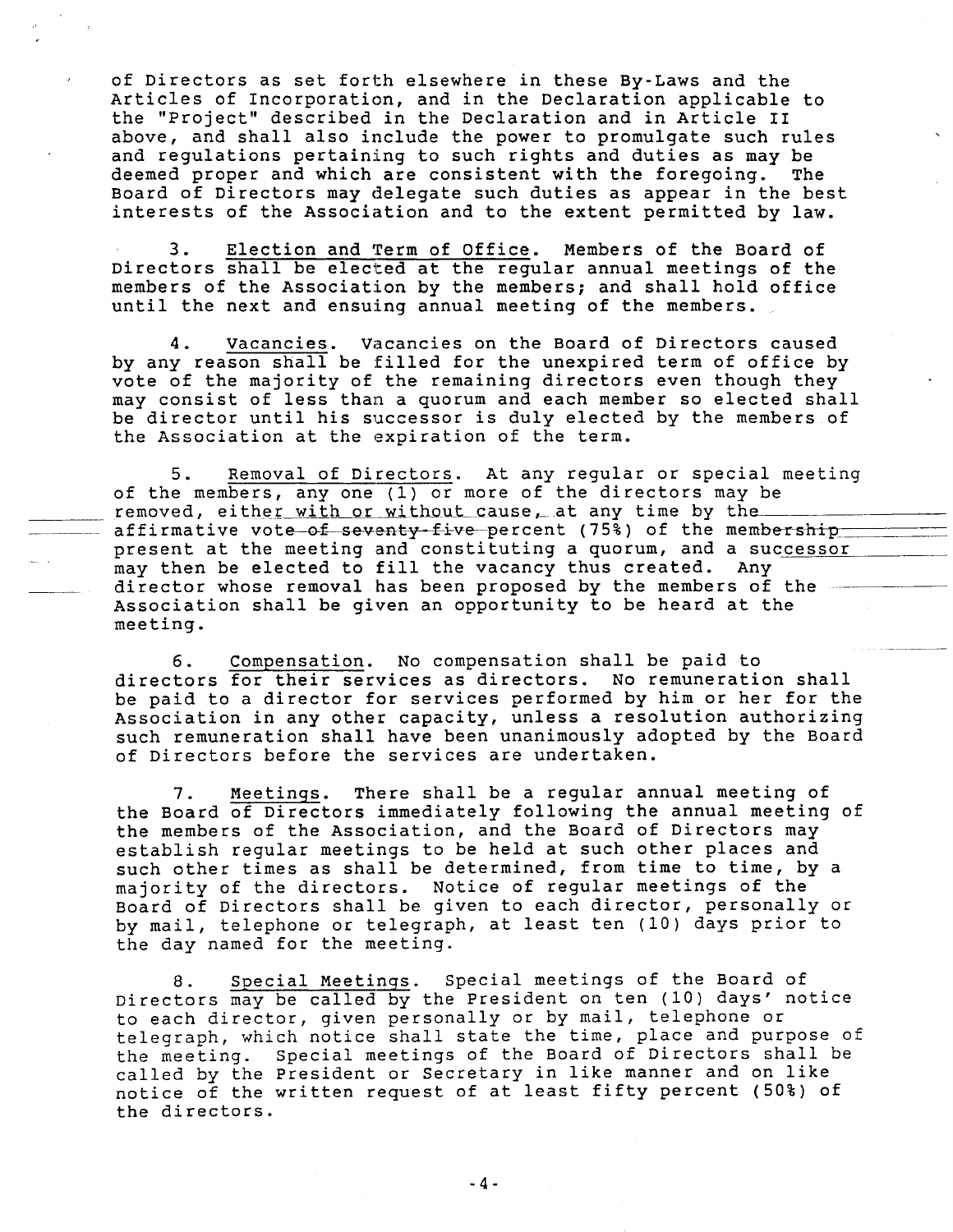of Directors as set forth elsewhere in these By-Laws and the Articles of Incorporation, and in the Declaration applicable to the "Project" described in the Declaration and in Article II above, and shall also include the power to promulgate such rules and regulations pertaining to such rights and duties as may be deemed proper and which are consistent with the foregoing. The Board of Directors may delegate such duties as appear in the best interests of the Association and to the extent permitted by law.

3. Election and Term of Office. Members of the Board of Directors shall be elected at the regular annual meetings of the members of the Association by the members; and shall hold office until the next and ensuing annual meeting of the members.

4. Vacancies. Vacancies on the Board of Directors caused by any reason shall be filled for the unexpired term of office by vote of the majority of the remaining directors even though they may consist of less than a quorum and each member so elected shall be director until his successor is duly elected by the members of the Association at the expiration of the term.

5. Removal of Directors. At any regular or special meeting of the members, any one (1) or more of the directors may be removed, either with or without cause, at any time by the affirmative vote ~~of seventy-five~~ percent (75%) of the ~~membership~~ present at the meeting and constituting a quorum, and a successor may then be elected to fill the vacancy thus created. Any director whose removal has been proposed by the members of the Association shall be given an opportunity to be heard at the meeting.

6. Compensation. No compensation shall be paid to directors for their services as directors. No remuneration shall be paid to a director for services performed by him or her for the Association in any other capacity, unless a resolution authorizing such remuneration shall have been unanimously adopted by the Board of Directors before the services are undertaken.

7. Meetings. There shall be a regular annual meeting of the Board of Directors immediately following the annual meeting of the members of the Association, and the Board of Directors may establish regular meetings to be held at such other places and such other times as shall be determined, from time to time, by a majority of the directors. Notice of regular meetings of the Board of Directors shall be given to each director, personally or by mail, telephone or telegraph, at least ten (10) days prior to the day named for the meeting.

8. Special Meetings. Special meetings of the Board of Directors may be called by the President on ten (10) days' notice to each director, given personally or by mail, telephone or telegraph, which notice shall state the time, place and purpose of the meeting. Special meetings of the Board of Directors shall be called by the President or Secretary in like manner and on like notice of the written request of at least fifty percent (50%) of the directors.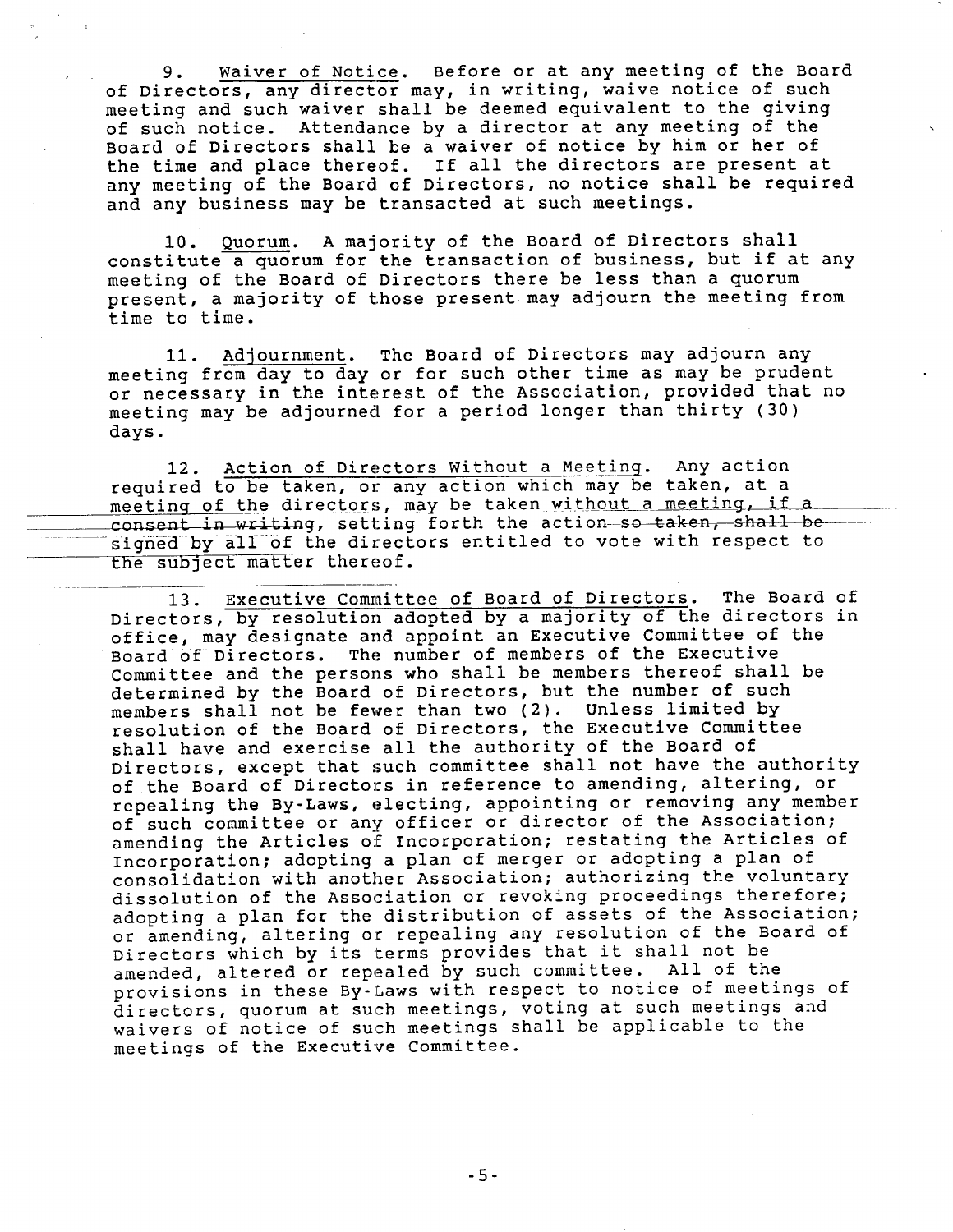9. Waiver of Notice. Before or at any meeting of the Board of Directors, any director may, in writing, waive notice of such meeting and such waiver shall be deemed equivalent to the giving of such notice. Attendance by a director at any meeting of the Board of Directors shall be a waiver of notice by him or her of the time and place thereof. If all the directors are present at any meeting of the Board of Directors, no notice shall be required and any business may be transacted at such meetings.

10. Quorum. A majority of the Board of Directors shall constitute a quorum for the transaction of business, but if at any meeting of the Board of Directors there be less than a quorum present, a majority of those present may adjourn the meeting from time to time.

11. Adjournment. The Board of Directors may adjourn any meeting from day to day or for such other time as may be prudent or necessary in the interest of the Association, provided that no meeting may be adjourned for a period longer than thirty (30) days.

12. Action of Directors Without a Meeting. Any action required to be taken, or any action which may be taken, at a meeting of the directors, may be taken without a meeting, if a consent in writing, setting forth the action so taken, shall be signed by all of the directors entitled to vote with respect to the subject matter thereof.

13. Executive Committee of Board of Directors. The Board of Directors, by resolution adopted by a majority of the directors in office, may designate and appoint an Executive Committee of the Board of Directors. The number of members of the Executive Committee and the persons who shall be members thereof shall be determined by the Board of Directors, but the number of such members shall not be fewer than two (2). Unless limited by resolution of the Board of Directors, the Executive Committee shall have and exercise all the authority of the Board of Directors, except that such committee shall not have the authority of the Board of Directors in reference to amending, altering, or repealing the By-Laws, electing, appointing or removing any member of such committee or any officer or director of the Association; amending the Articles of Incorporation; restating the Articles of Incorporation; adopting a plan of merger or adopting a plan of consolidation with another Association; authorizing the voluntary dissolution of the Association or revoking proceedings therefore; adopting a plan for the distribution of assets of the Association; or amending, altering or repealing any resolution of the Board of Directors which by its terms provides that it shall not be amended, altered or repealed by such committee. All of the provisions in these By-Laws with respect to notice of meetings of directors, quorum at such meetings, voting at such meetings and waivers of notice of such meetings shall be applicable to the meetings of the Executive Committee.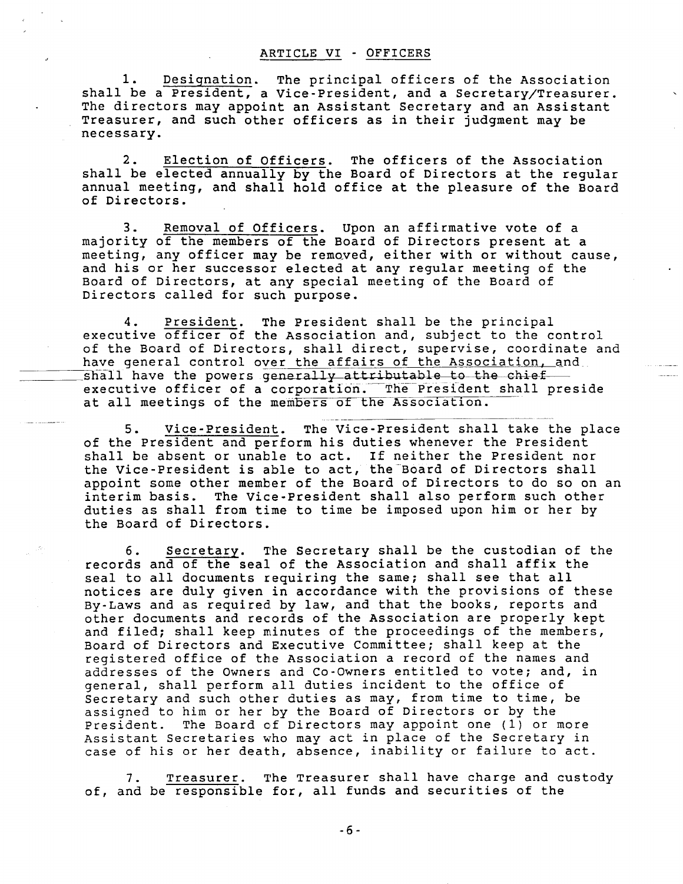## ARTICLE VI - OFFICERS

1. Designation. The principal officers of the Association shall be a President, a Vice-President, and a Secretary/Treasurer. The directors may appoint an Assistant Secretary and an Assistant Treasurer, and such other officers as in their judgment may be necessary.

2. Election of Officers. The officers of the Association shall be elected annually by the Board of Directors at the regular annual meeting, and shall hold office at the pleasure of the Board of Directors.

3. Removal of Officers. Upon an affirmative vote of a majority of the members of the Board of Directors present at a meeting, any officer may be removed, either with or without cause, and his or her successor elected at any regular meeting of the Board of Directors, at any special meeting of the Board of Directors called for such purpose.

4. President. The President shall be the principal executive officer of the Association and, subject to the control of the Board of Directors, shall direct, supervise, coordinate and have general control over the affairs of the Association, and shall have the powers generally attributable to the chief executive officer of a corporation. The President shall preside at all meetings of the members of the Association.

5. Vice-President. The Vice-President shall take the place of the President and perform his duties whenever the President shall be absent or unable to act. If neither the President nor the Vice-President is able to act, the Board of Directors shall appoint some other member of the Board of Directors to do so on an interim basis. The Vice-President shall also perform such other duties as shall from time to time be imposed upon him or her by the Board of Directors.

6. Secretary. The Secretary shall be the custodian of the records and of the seal of the Association and shall affix the seal to all documents requiring the same; shall see that all notices are duly given in accordance with the provisions of these By-Laws and as required by law, and that the books, reports and other documents and records of the Association are properly kept and filed; shall keep minutes of the proceedings of the members, Board of Directors and Executive Committee; shall keep at the registered office of the Association a record of the names and addresses of the Owners and Co-Owners entitled to vote; and, in general, shall perform all duties incident to the office of Secretary and such other duties as may, from time to time, be assigned to him or her by the Board of Directors or by the President. The Board of Directors may appoint one (1) or more Assistant Secretaries who may act in place of the Secretary in case of his or her death, absence, inability or failure to act.

7. Treasurer. The Treasurer shall have charge and custody of, and be responsible for, all funds and securities of the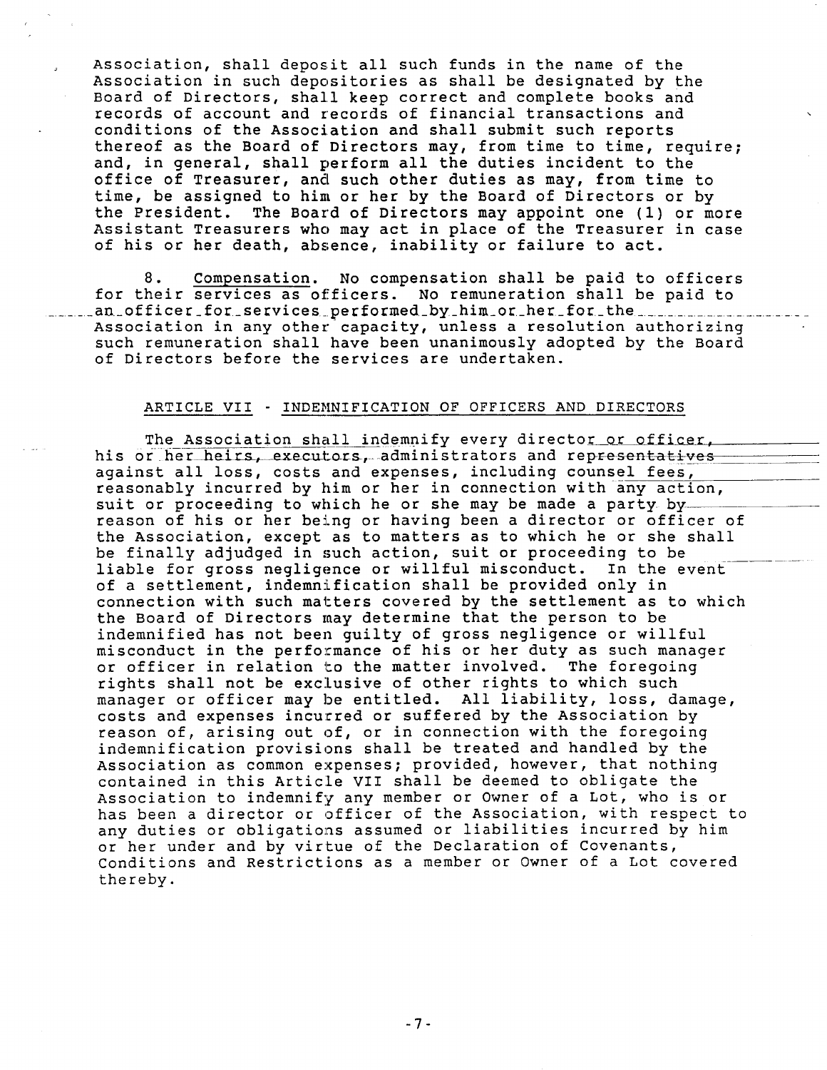Association, shall deposit all such funds in the name of the Association in such depositories as shall be designated by the Board of Directors, shall keep correct and complete books and records of account and records of financial transactions and conditions of the Association and shall submit such reports thereof as the Board of Directors may, from time to time, require; and, in general, shall perform all the duties incident to the office of Treasurer, and such other duties as may, from time to time, be assigned to him or her by the Board of Directors or by the President. The Board of Directors may appoint one (1) or more Assistant Treasurers who may act in place of the Treasurer in case of his or her death, absence, inability or failure to act.

8. Compensation. No compensation shall be paid to officers for their services as officers. No remuneration shall be paid to an officer for services performed by him or her for the Association in any other capacity, unless a resolution authorizing such remuneration shall have been unanimously adopted by the Board of Directors before the services are undertaken.

## ARTICLE VII - INDEMNIFICATION OF OFFICERS AND DIRECTORS

The Association shall indemnify every director or officer, his or her heirs, executors, administrators and representatives against all loss, costs and expenses, including counsel fees, reasonably incurred by him or her in connection with any action, suit or proceeding to which he or she may be made a party by reason of his or her being or having been a director or officer of the Association, except as to matters as to which he or she shall be finally adjudged in such action, suit or proceeding to be liable for gross negligence or willful misconduct. In the event of a settlement, indemnification shall be provided only in connection with such matters covered by the settlement as to which the Board of Directors may determine that the person to be indemnified has not been guilty of gross negligence or willful misconduct in the performance of his or her duty as such manager or officer in relation to the matter involved. The foregoing rights shall not be exclusive of other rights to which such manager or officer may be entitled. All liability, loss, damage, costs and expenses incurred or suffered by the Association by reason of, arising out of, or in connection with the foregoing indemnification provisions shall be treated and handled by the Association as common expenses; provided, however, that nothing contained in this Article VII shall be deemed to obligate the Association to indemnify any member or Owner of a Lot, who is or has been a director or officer of the Association, with respect to any duties or obligations assumed or liabilities incurred by him or her under and by virtue of the Declaration of Covenants, Conditions and Restrictions as a member or Owner of a Lot covered thereby.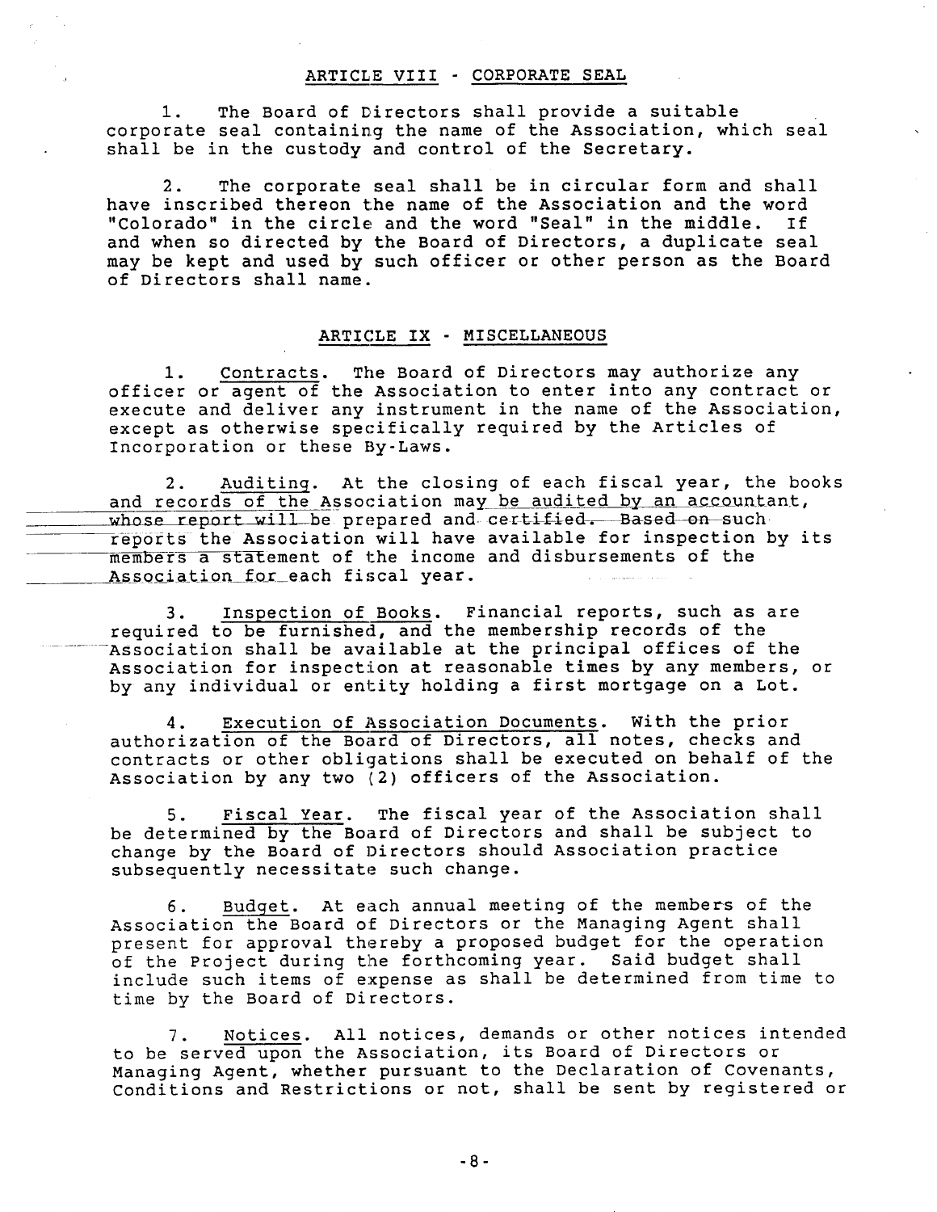## ARTICLE VIII - CORPORATE SEAL

1. The Board of Directors shall provide a suitable corporate seal containing the name of the Association, which seal shall be in the custody and control of the Secretary.

2. The corporate seal shall be in circular form and shall have inscribed thereon the name of the Association and the word "Colorado" in the circle and the word "Seal" in the middle. If and when so directed by the Board of Directors, a duplicate seal may be kept and used by such officer or other person as the Board of Directors shall name.

## ARTICLE IX - MISCELLANEOUS

1. Contracts. The Board of Directors may authorize any officer or agent of the Association to enter into any contract or execute and deliver any instrument in the name of the Association, except as otherwise specifically required by the Articles of Incorporation or these By-Laws.

2. Auditing. At the closing of each fiscal year, the books and records of the Association may be audited by an accountant, whose report will be prepared and certified. Based on such reports the Association will have available for inspection by its members a statement of the income and disbursements of the Association for each fiscal year.

3. Inspection of Books. Financial reports, such as are required to be furnished, and the membership records of the Association shall be available at the principal offices of the Association for inspection at reasonable times by any members, or by any individual or entity holding a first mortgage on a Lot.

4. Execution of Association Documents. With the prior authorization of the Board of Directors, all notes, checks and contracts or other obligations shall be executed on behalf of the Association by any two (2) officers of the Association.

5. Fiscal Year. The fiscal year of the Association shall be determined by the Board of Directors and shall be subject to change by the Board of Directors should Association practice subsequently necessitate such change.

6. Budget. At each annual meeting of the members of the Association the Board of Directors or the Managing Agent shall present for approval thereby a proposed budget for the operation of the Project during the forthcoming year. Said budget shall include such items of expense as shall be determined from time to time by the Board of Directors.

7. Notices. All notices, demands or other notices intended to be served upon the Association, its Board of Directors or Managing Agent, whether pursuant to the Declaration of Covenants, Conditions and Restrictions or not, shall be sent by registered or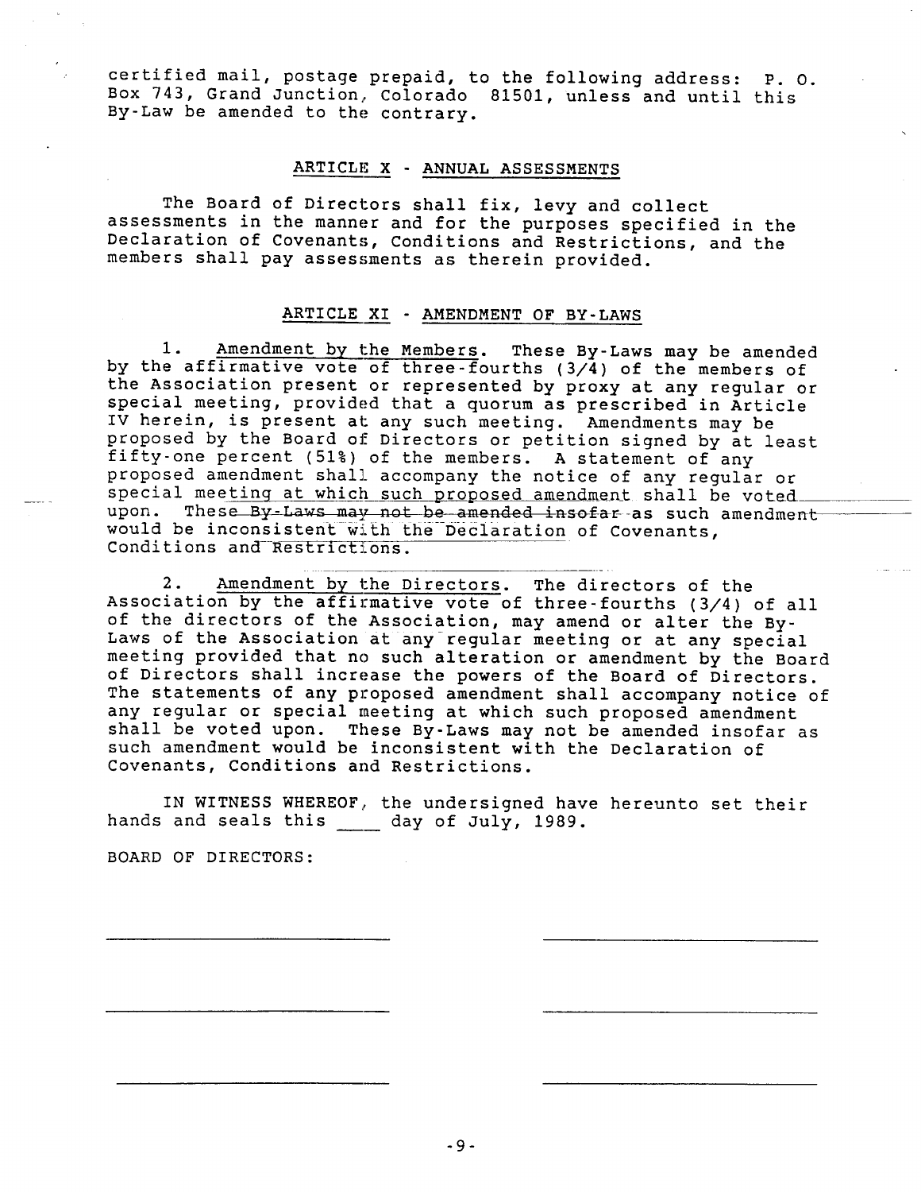certified mail, postage prepaid, to the following address: P. O. Box 743, Grand Junction, Colorado 81501, unless and until this By-Law be amended to the contrary.

## ARTICLE X - ANNUAL ASSESSMENTS

The Board of Directors shall fix, levy and collect assessments in the manner and for the purposes specified in the Declaration of Covenants, Conditions and Restrictions, and the members shall pay assessments as therein provided.

## ARTICLE XI - AMENDMENT OF BY-LAWS

1. Amendment by the Members. These By-Laws may be amended by the affirmative vote of three-fourths (3/4) of the members of the Association present or represented by proxy at any regular or special meeting, provided that a quorum as prescribed in Article IV herein, is present at any such meeting. Amendments may be proposed by the Board of Directors or petition signed by at least fifty-one percent (51%) of the members. A statement of any proposed amendment shall accompany the notice of any regular or special meeting at which such proposed amendment shall be voted upon. These By-Laws may not be amended insofar as such amendment would be inconsistent with the Declaration of Covenants, Conditions and Restrictions.

2. Amendment by the Directors. The directors of the Association by the affirmative vote of three-fourths (3/4) of all of the directors of the Association, may amend or alter the By-Laws of the Association at any regular meeting or at any special meeting provided that no such alteration or amendment by the Board of Directors shall increase the powers of the Board of Directors. The statements of any proposed amendment shall accompany notice of any regular or special meeting at which such proposed amendment shall be voted upon. These By-Laws may not be amended insofar as such amendment would be inconsistent with the Declaration of Covenants, Conditions and Restrictions.

IN WITNESS WHEREOF, the undersigned have hereunto set their hands and seals this ____ day of July, 1989.

BOARD OF DIRECTORS:

_________________________ _________________________

_________________________ _________________________

_________________________ _________________________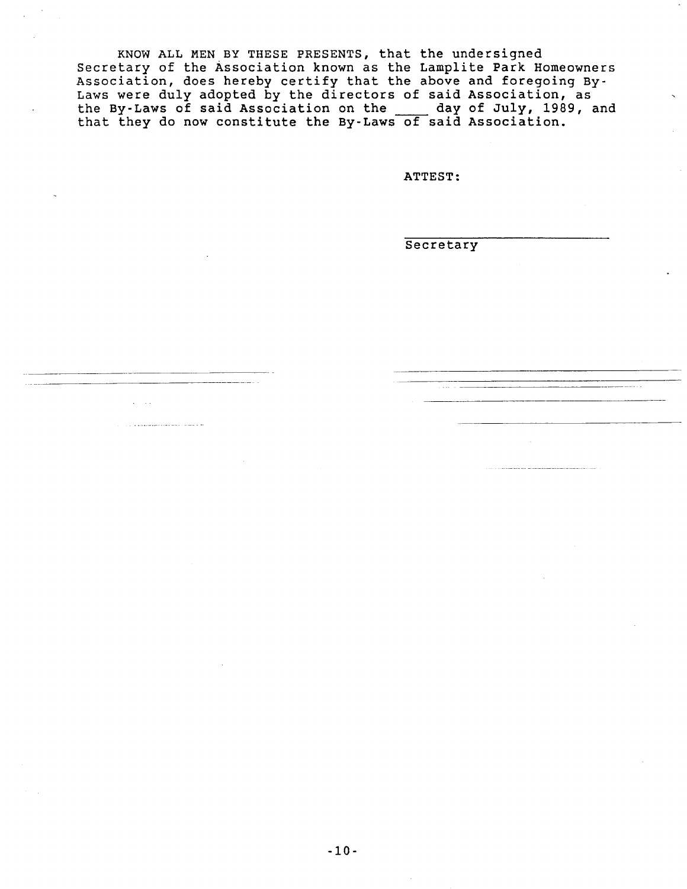KNOW ALL MEN BY THESE PRESENTS, that the undersigned Secretary of the Association known as the Lamplite Park Homeowners Association, does hereby certify that the above and foregoing By-Laws were duly adopted by the directors of said Association, as the By-Laws of said Association on the ____ day of July, 1989, and that they do now constitute the By-Laws of said Association.

ATTEST:

______________________________
Secretary